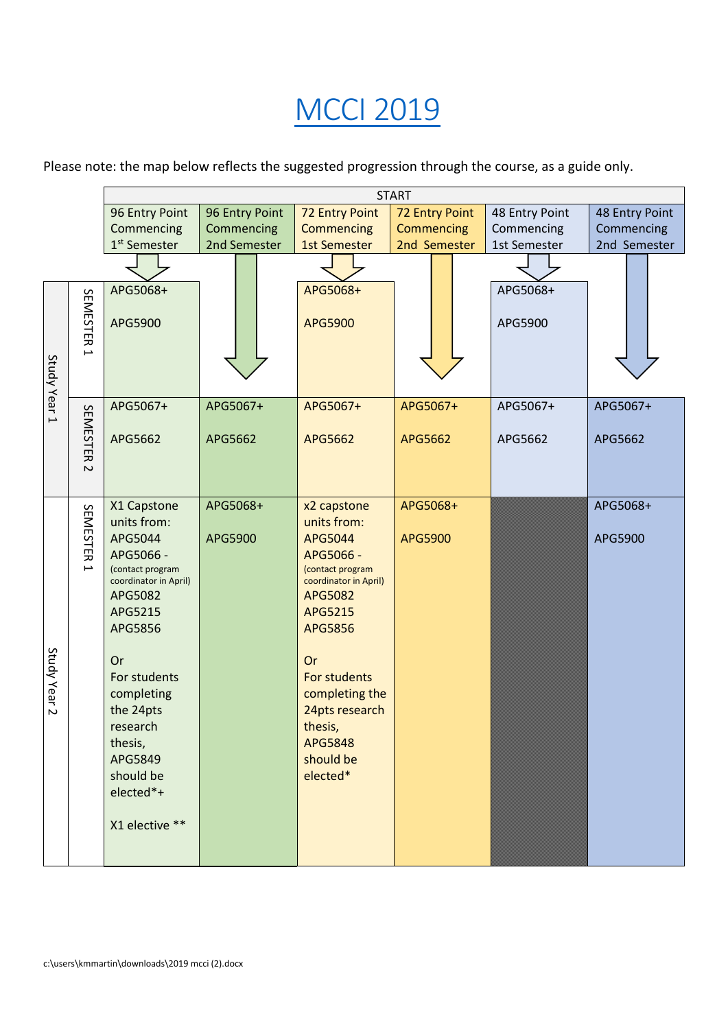# MCCI 2019

Please note: the map below reflects the suggested progression through the course, as a guide only.

| | | START | | | | | |
|---|---|---|---|---|---|---|---|
| | | 96 Entry Point Commencing 1st Semester | 96 Entry Point Commencing 2nd Semester | 72 Entry Point Commencing 1st Semester | 72 Entry Point Commencing 2nd Semester | 48 Entry Point Commencing 1st Semester | 48 Entry Point Commencing 2nd Semester |
| Study Year 1 | SEMESTER 1 | APG5068+ APG5900 | ↓ | APG5068+ APG5900 | ↓ | APG5068+ APG5900 | ↓ |
| | SEMESTER 2 | APG5067+ APG5662 | APG5067+ APG5662 | APG5067+ APG5662 | APG5067+ APG5662 | APG5067+ APG5662 | APG5067+ APG5662 |
| Study Year 2 | SEMESTER 1 | X1 Capstone units from: APG5044 APG5066 - (contact program coordinator in April) APG5082 APG5215 APG5856 Or For students completing the 24pts research thesis, APG5849 should be elected*+ X1 elective ** | APG5068+ APG5900 | x2 capstone units from: APG5044 APG5066 - (contact program coordinator in April) APG5082 APG5215 APG5856 Or For students completing the 24pts research thesis, APG5848 should be elected* | APG5068+ APG5900 | | APG5068+ APG5900 |

c:\users\kmmartin\downloads\2019 mcci (2).docx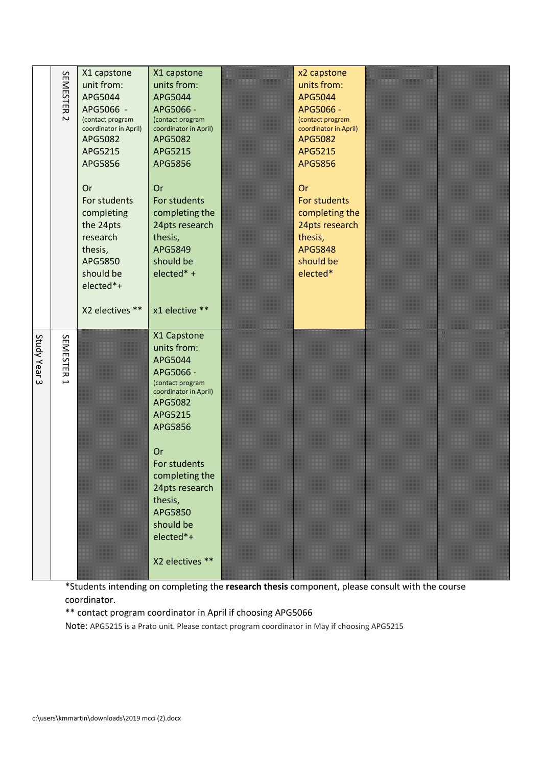| | | | | | | | | |
|---|---|---|---|---|---|---|---|---|
| | SEMESTER 2 | X1 capstone unit from: APG5044 APG5066 - (contact program coordinator in April) APG5082 APG5215 APG5856<br><br>Or For students completing the 24pts research thesis, APG5850 should be elected*+<br><br>X2 electives ** | X1 capstone units from: APG5044 APG5066 - (contact program coordinator in April) APG5082 APG5215 APG5856<br><br>Or For students completing the 24pts research thesis, APG5849 should be elected* +<br><br>x1 elective ** | | x2 capstone units from: APG5044 APG5066 - (contact program coordinator in April) APG5082 APG5215 APG5856<br><br>Or For students completing the 24pts research thesis, APG5848 should be elected* | | |
| Study Year 3 | SEMESTER 1 | | X1 Capstone units from: APG5044 APG5066 - (contact program coordinator in April) APG5082 APG5215 APG5856<br><br>Or For students completing the 24pts research thesis, APG5850 should be elected*+<br><br>X2 electives ** | | | | |

*Students intending on completing the **research thesis** component, please consult with the course coordinator.

** contact program coordinator in April if choosing APG5066

Note: APG5215 is a Prato unit. Please contact program coordinator in May if choosing APG5215

c:\users\kmmartin\downloads\2019 mcci (2).docx